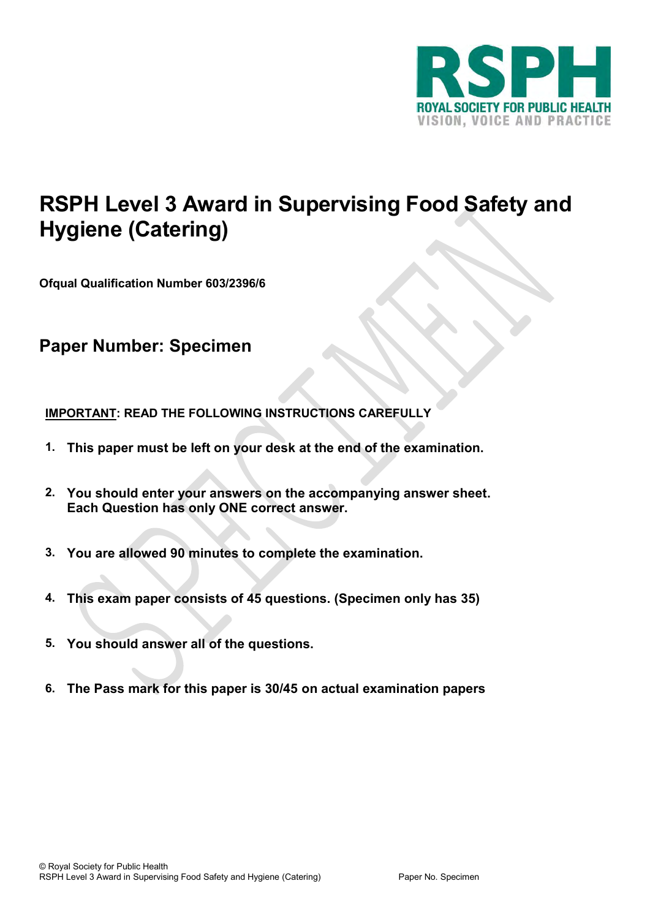ROYAL SOCIETY FOR PUBLIC HEALTH
VISION, VOICE AND PRACTICE

# RSPH Level 3 Award in Supervising Food Safety and Hygiene (Catering)

**Ofqual Qualification Number 603/2396/6**

## Paper Number: Specimen

**IMPORTANT: READ THE FOLLOWING INSTRUCTIONS CAREFULLY**

1. **This paper must be left on your desk at the end of the examination.**
2. **You should enter your answers on the accompanying answer sheet. Each Question has only ONE correct answer.**
3. **You are allowed 90 minutes to complete the examination.**
4. **This exam paper consists of 45 questions. (Specimen only has 35)**
5. **You should answer all of the questions.**
6. **The Pass mark for this paper is 30/45 on actual examination papers**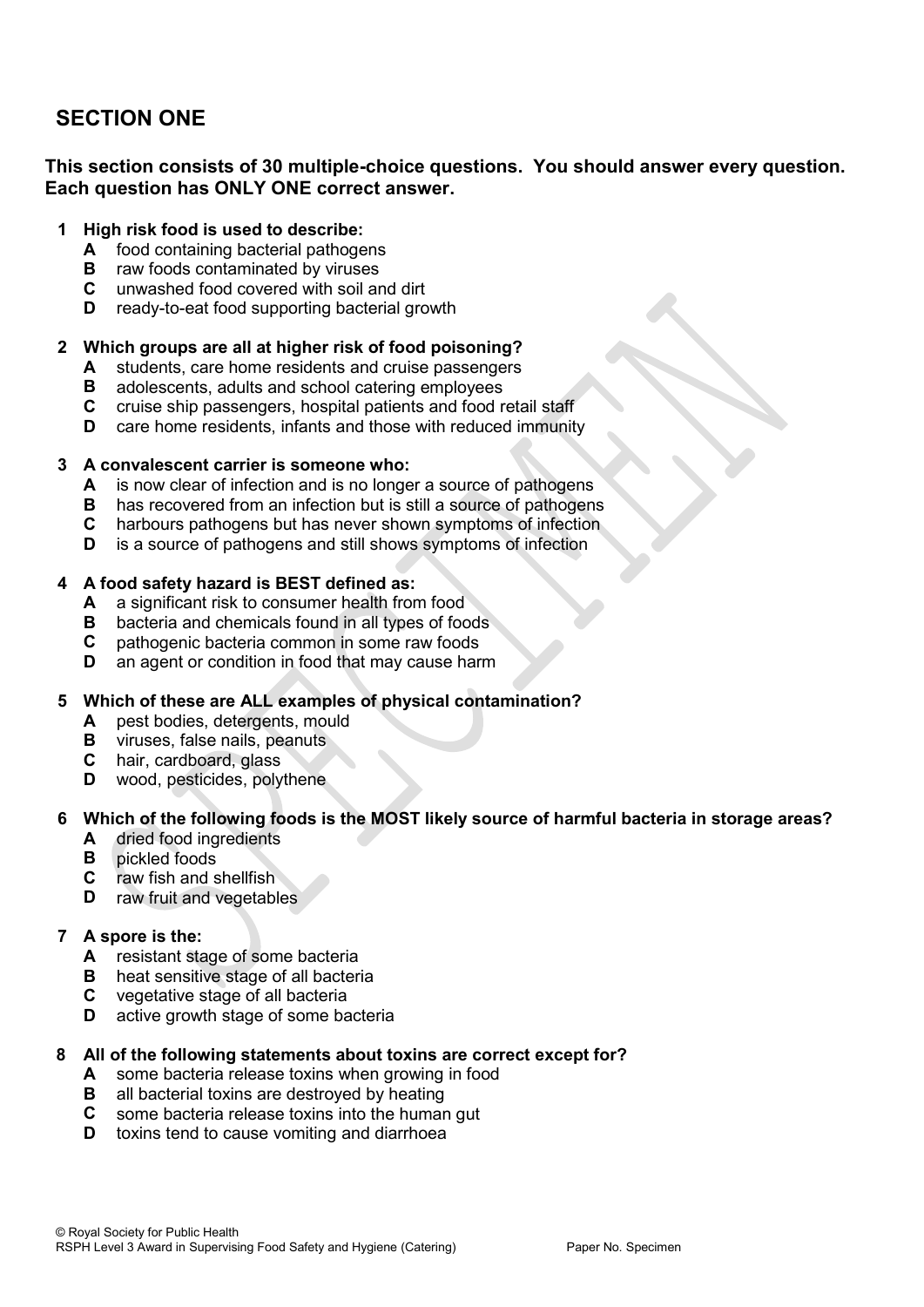## SECTION ONE

**This section consists of 30 multiple-choice questions. You should answer every question. Each question has ONLY ONE correct answer.**

**1 High risk food is used to describe:**

- **A** food containing bacterial pathogens
- **B** raw foods contaminated by viruses
- **C** unwashed food covered with soil and dirt
- **D** ready-to-eat food supporting bacterial growth

**2 Which groups are all at higher risk of food poisoning?**

- **A** students, care home residents and cruise passengers
- **B** adolescents, adults and school catering employees
- **C** cruise ship passengers, hospital patients and food retail staff
- **D** care home residents, infants and those with reduced immunity

**3 A convalescent carrier is someone who:**

- **A** is now clear of infection and is no longer a source of pathogens
- **B** has recovered from an infection but is still a source of pathogens
- **C** harbours pathogens but has never shown symptoms of infection
- **D** is a source of pathogens and still shows symptoms of infection

**4 A food safety hazard is BEST defined as:**

- **A** a significant risk to consumer health from food
- **B** bacteria and chemicals found in all types of foods
- **C** pathogenic bacteria common in some raw foods
- **D** an agent or condition in food that may cause harm

**5 Which of these are ALL examples of physical contamination?**

- **A** pest bodies, detergents, mould
- **B** viruses, false nails, peanuts
- **C** hair, cardboard, glass
- **D** wood, pesticides, polythene

**6 Which of the following foods is the MOST likely source of harmful bacteria in storage areas?**

- **A** dried food ingredients
- **B** pickled foods
- **C** raw fish and shellfish
- **D** raw fruit and vegetables

**7 A spore is the:**

- **A** resistant stage of some bacteria
- **B** heat sensitive stage of all bacteria
- **C** vegetative stage of all bacteria
- **D** active growth stage of some bacteria

**8 All of the following statements about toxins are correct except for?**

- **A** some bacteria release toxins when growing in food
- **B** all bacterial toxins are destroyed by heating
- **C** some bacteria release toxins into the human gut
- **D** toxins tend to cause vomiting and diarrhoea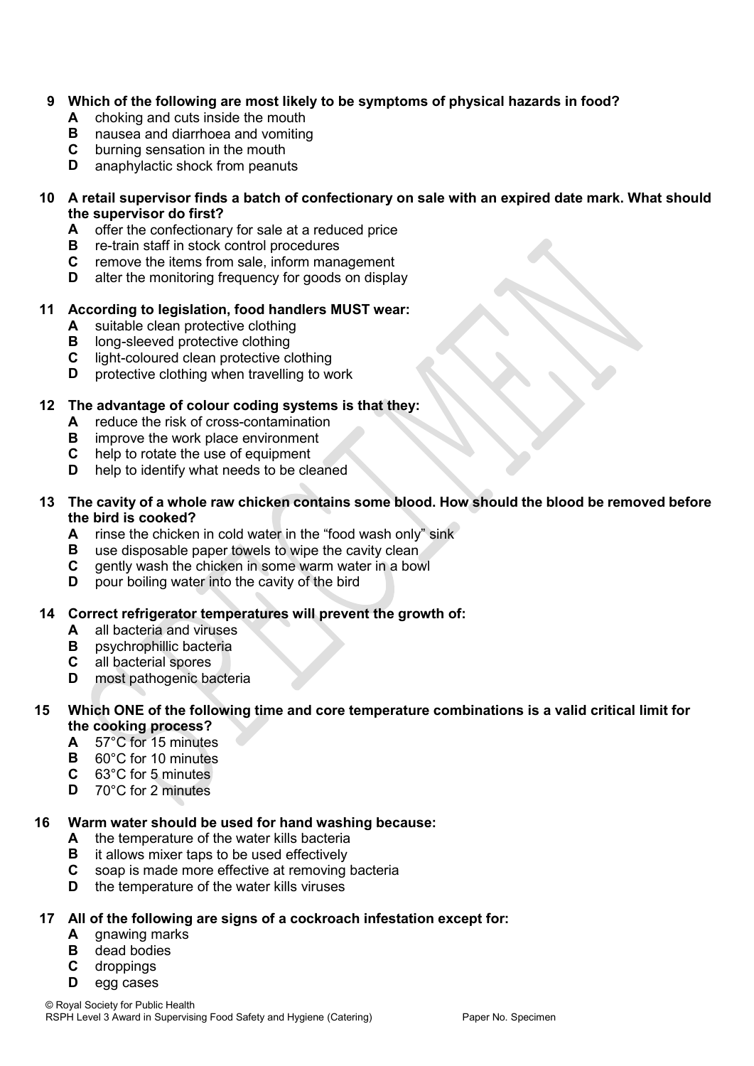**9 Which of the following are most likely to be symptoms of physical hazards in food?**

- **A** choking and cuts inside the mouth
- **B** nausea and diarrhoea and vomiting
- **C** burning sensation in the mouth
- **D** anaphylactic shock from peanuts

**10 A retail supervisor finds a batch of confectionary on sale with an expired date mark. What should the supervisor do first?**

- **A** offer the confectionary for sale at a reduced price
- **B** re-train staff in stock control procedures
- **C** remove the items from sale, inform management
- **D** alter the monitoring frequency for goods on display

**11 According to legislation, food handlers MUST wear:**

- **A** suitable clean protective clothing
- **B** long-sleeved protective clothing
- **C** light-coloured clean protective clothing
- **D** protective clothing when travelling to work

**12 The advantage of colour coding systems is that they:**

- **A** reduce the risk of cross-contamination
- **B** improve the work place environment
- **C** help to rotate the use of equipment
- **D** help to identify what needs to be cleaned

**13 The cavity of a whole raw chicken contains some blood. How should the blood be removed before the bird is cooked?**

- **A** rinse the chicken in cold water in the "food wash only" sink
- **B** use disposable paper towels to wipe the cavity clean
- **C** gently wash the chicken in some warm water in a bowl
- **D** pour boiling water into the cavity of the bird

**14 Correct refrigerator temperatures will prevent the growth of:**

- **A** all bacteria and viruses
- **B** psychrophillic bacteria
- **C** all bacterial spores
- **D** most pathogenic bacteria

**15 Which ONE of the following time and core temperature combinations is a valid critical limit for the cooking process?**

- **A** 57°C for 15 minutes
- **B** 60°C for 10 minutes
- **C** 63°C for 5 minutes
- **D** 70°C for 2 minutes

**16 Warm water should be used for hand washing because:**

- **A** the temperature of the water kills bacteria
- **B** it allows mixer taps to be used effectively
- **C** soap is made more effective at removing bacteria
- **D** the temperature of the water kills viruses

**17 All of the following are signs of a cockroach infestation except for:**

- **A** gnawing marks
- **B** dead bodies
- **C** droppings
- **D** egg cases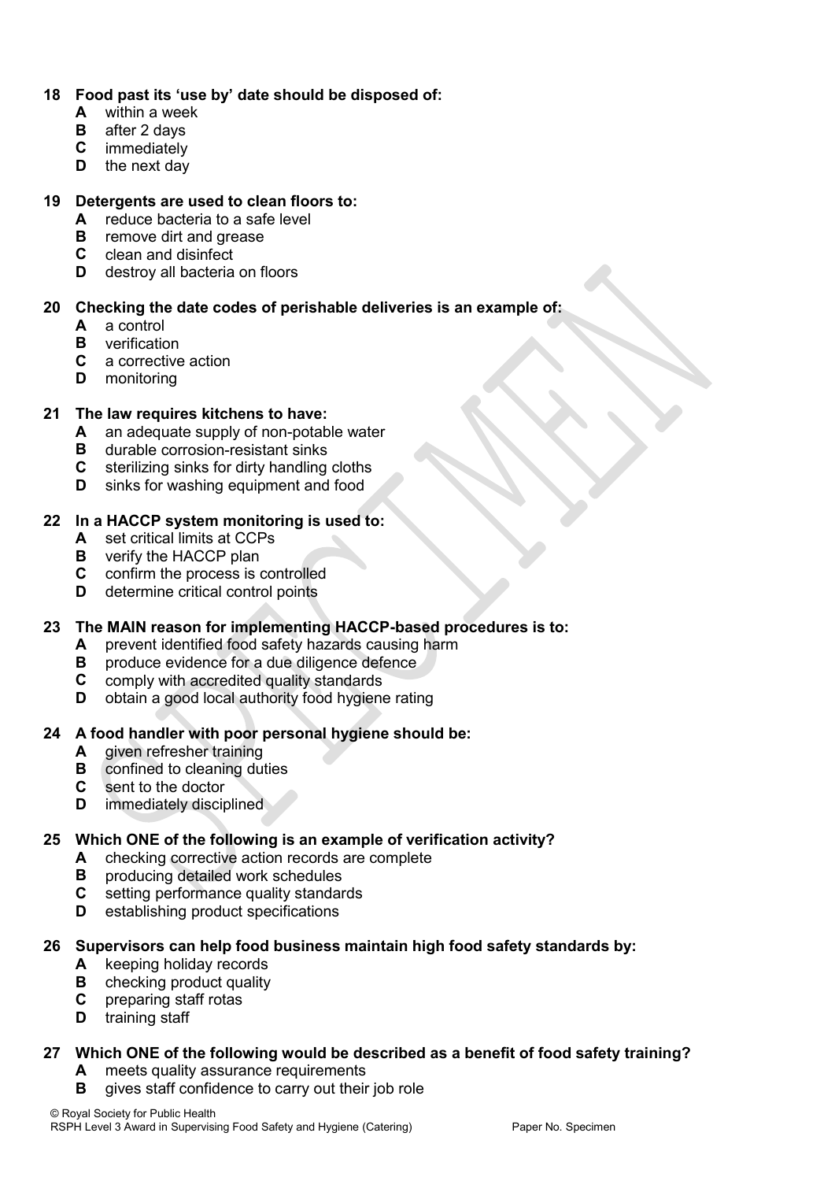**18 Food past its 'use by' date should be disposed of:**

- **A** within a week
- **B** after 2 days
- **C** immediately
- **D** the next day

**19 Detergents are used to clean floors to:**

- **A** reduce bacteria to a safe level
- **B** remove dirt and grease
- **C** clean and disinfect
- **D** destroy all bacteria on floors

**20 Checking the date codes of perishable deliveries is an example of:**

- **A** a control
- **B** verification
- **C** a corrective action
- **D** monitoring

**21 The law requires kitchens to have:**

- **A** an adequate supply of non-potable water
- **B** durable corrosion-resistant sinks
- **C** sterilizing sinks for dirty handling cloths
- **D** sinks for washing equipment and food

**22 In a HACCP system monitoring is used to:**

- **A** set critical limits at CCPs
- **B** verify the HACCP plan
- **C** confirm the process is controlled
- **D** determine critical control points

**23 The MAIN reason for implementing HACCP-based procedures is to:**

- **A** prevent identified food safety hazards causing harm
- **B** produce evidence for a due diligence defence
- **C** comply with accredited quality standards
- **D** obtain a good local authority food hygiene rating

**24 A food handler with poor personal hygiene should be:**

- **A** given refresher training
- **B** confined to cleaning duties
- **C** sent to the doctor
- **D** immediately disciplined

**25 Which ONE of the following is an example of verification activity?**

- **A** checking corrective action records are complete
- **B** producing detailed work schedules
- **C** setting performance quality standards
- **D** establishing product specifications

**26 Supervisors can help food business maintain high food safety standards by:**

- **A** keeping holiday records
- **B** checking product quality
- **C** preparing staff rotas
- **D** training staff

**27 Which ONE of the following would be described as a benefit of food safety training?**

- **A** meets quality assurance requirements
- **B** gives staff confidence to carry out their job role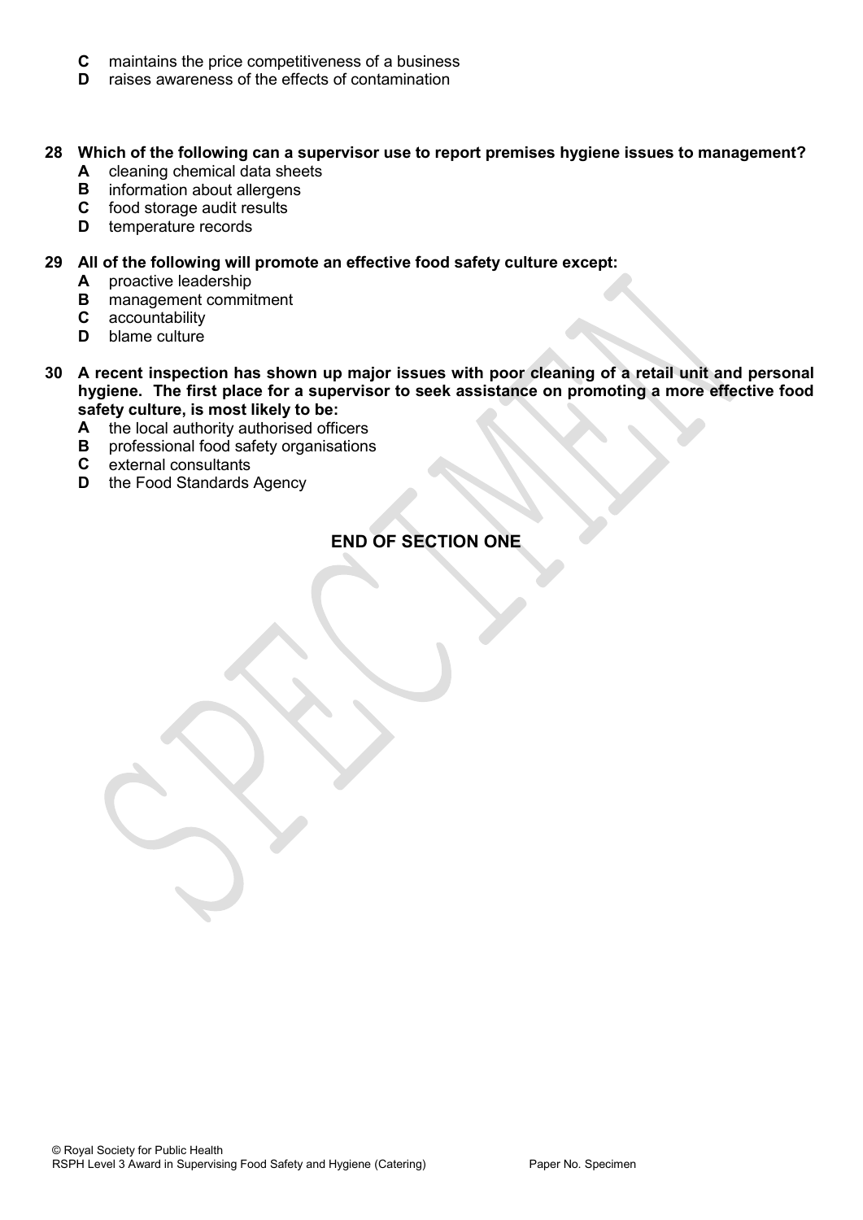- **C** maintains the price competitiveness of a business
- **D** raises awareness of the effects of contamination

**28 Which of the following can a supervisor use to report premises hygiene issues to management?**

- **A** cleaning chemical data sheets
- **B** information about allergens
- **C** food storage audit results
- **D** temperature records

**29 All of the following will promote an effective food safety culture except:**

- **A** proactive leadership
- **B** management commitment
- **C** accountability
- **D** blame culture

**30 A recent inspection has shown up major issues with poor cleaning of a retail unit and personal hygiene. The first place for a supervisor to seek assistance on promoting a more effective food safety culture, is most likely to be:**

- **A** the local authority authorised officers
- **B** professional food safety organisations
- **C** external consultants
- **D** the Food Standards Agency

**END OF SECTION ONE**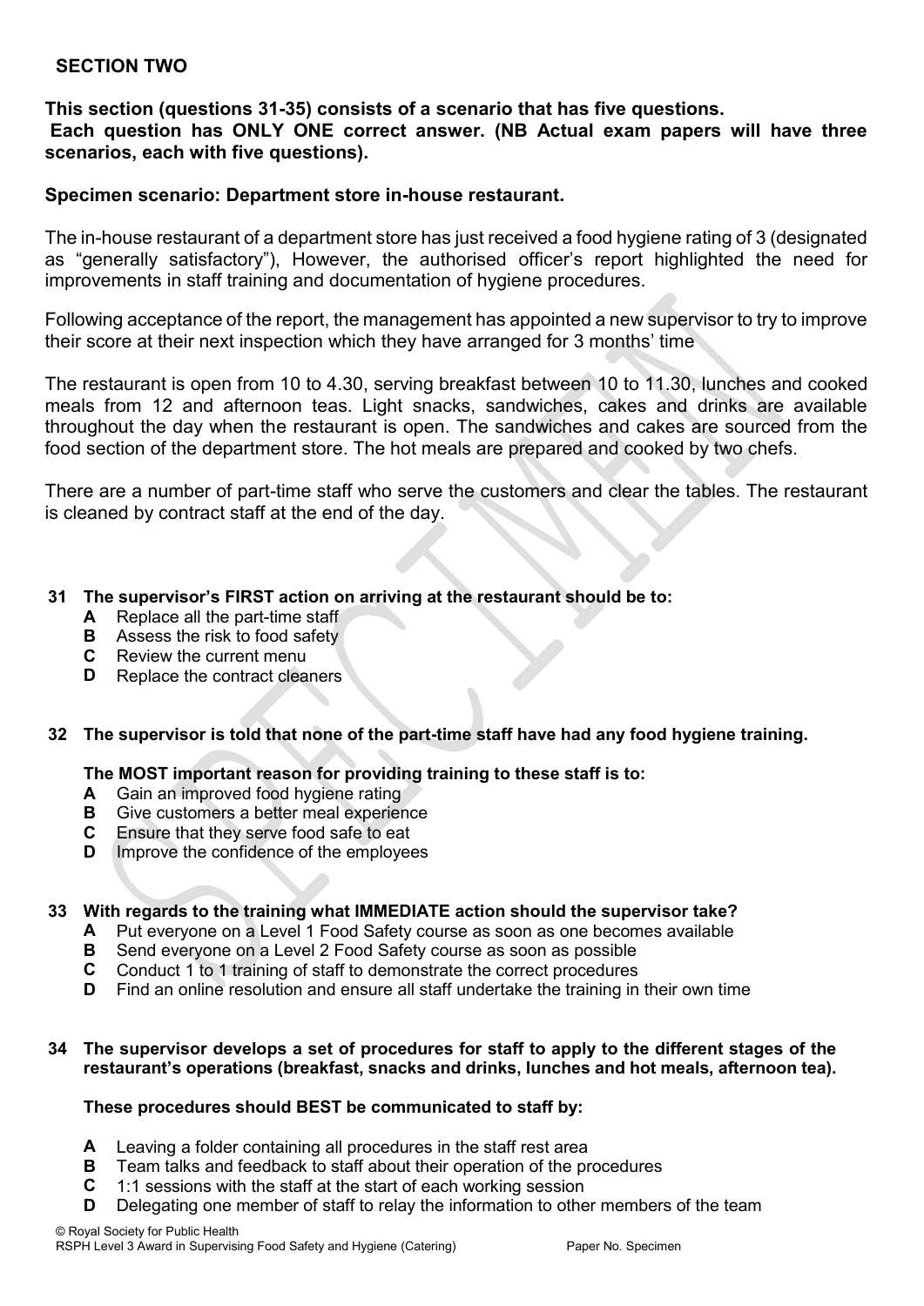## SECTION TWO

**This section (questions 31-35) consists of a scenario that has five questions.**
**Each question has ONLY ONE correct answer. (NB Actual exam papers will have three scenarios, each with five questions).**

**Specimen scenario: Department store in-house restaurant.**

The in-house restaurant of a department store has just received a food hygiene rating of 3 (designated as "generally satisfactory"), However, the authorised officer's report highlighted the need for improvements in staff training and documentation of hygiene procedures.

Following acceptance of the report, the management has appointed a new supervisor to try to improve their score at their next inspection which they have arranged for 3 months' time

The restaurant is open from 10 to 4.30, serving breakfast between 10 to 11.30, lunches and cooked meals from 12 and afternoon teas. Light snacks, sandwiches, cakes and drinks are available throughout the day when the restaurant is open. The sandwiches and cakes are sourced from the food section of the department store. The hot meals are prepared and cooked by two chefs.

There are a number of part-time staff who serve the customers and clear the tables. The restaurant is cleaned by contract staff at the end of the day.

**31 The supervisor's FIRST action on arriving at the restaurant should be to:**

- **A** Replace all the part-time staff
- **B** Assess the risk to food safety
- **C** Review the current menu
- **D** Replace the contract cleaners

**32 The supervisor is told that none of the part-time staff have had any food hygiene training.**

**The MOST important reason for providing training to these staff is to:**

- **A** Gain an improved food hygiene rating
- **B** Give customers a better meal experience
- **C** Ensure that they serve food safe to eat
- **D** Improve the confidence of the employees

**33 With regards to the training what IMMEDIATE action should the supervisor take?**

- **A** Put everyone on a Level 1 Food Safety course as soon as one becomes available
- **B** Send everyone on a Level 2 Food Safety course as soon as possible
- **C** Conduct 1 to 1 training of staff to demonstrate the correct procedures
- **D** Find an online resolution and ensure all staff undertake the training in their own time

**34 The supervisor develops a set of procedures for staff to apply to the different stages of the restaurant's operations (breakfast, snacks and drinks, lunches and hot meals, afternoon tea).**

**These procedures should BEST be communicated to staff by:**

- **A** Leaving a folder containing all procedures in the staff rest area
- **B** Team talks and feedback to staff about their operation of the procedures
- **C** 1:1 sessions with the staff at the start of each working session
- **D** Delegating one member of staff to relay the information to other members of the team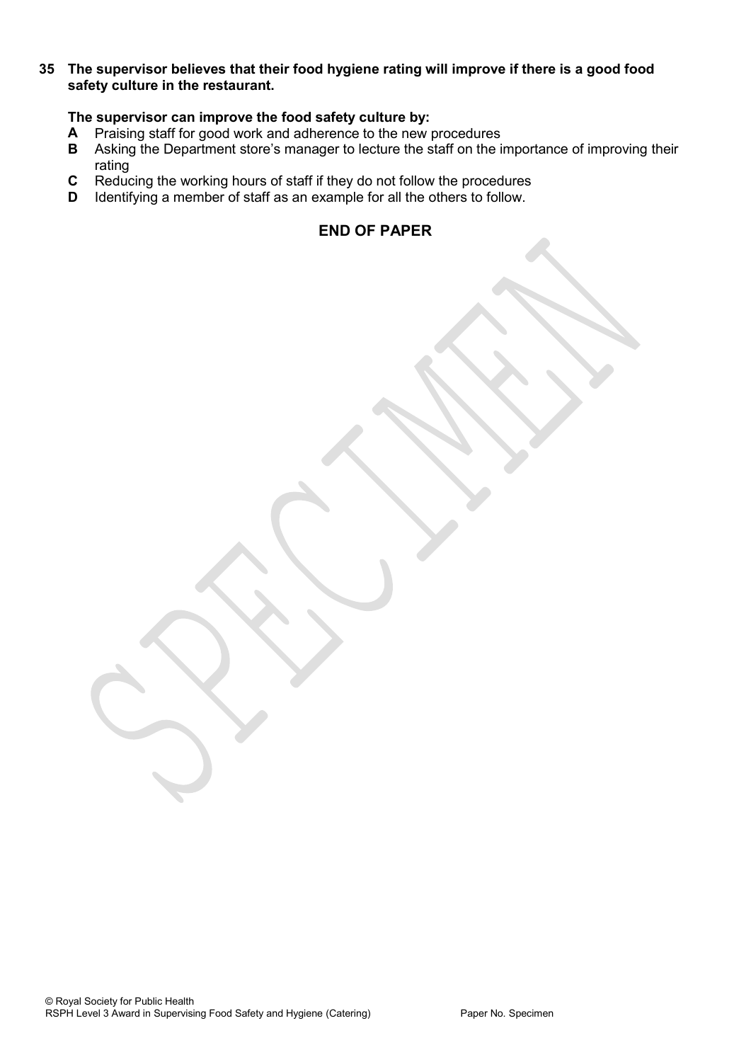**35 The supervisor believes that their food hygiene rating will improve if there is a good food safety culture in the restaurant.**

**The supervisor can improve the food safety culture by:**

- **A** Praising staff for good work and adherence to the new procedures
- **B** Asking the Department store's manager to lecture the staff on the importance of improving their rating
- **C** Reducing the working hours of staff if they do not follow the procedures
- **D** Identifying a member of staff as an example for all the others to follow.

**END OF PAPER**